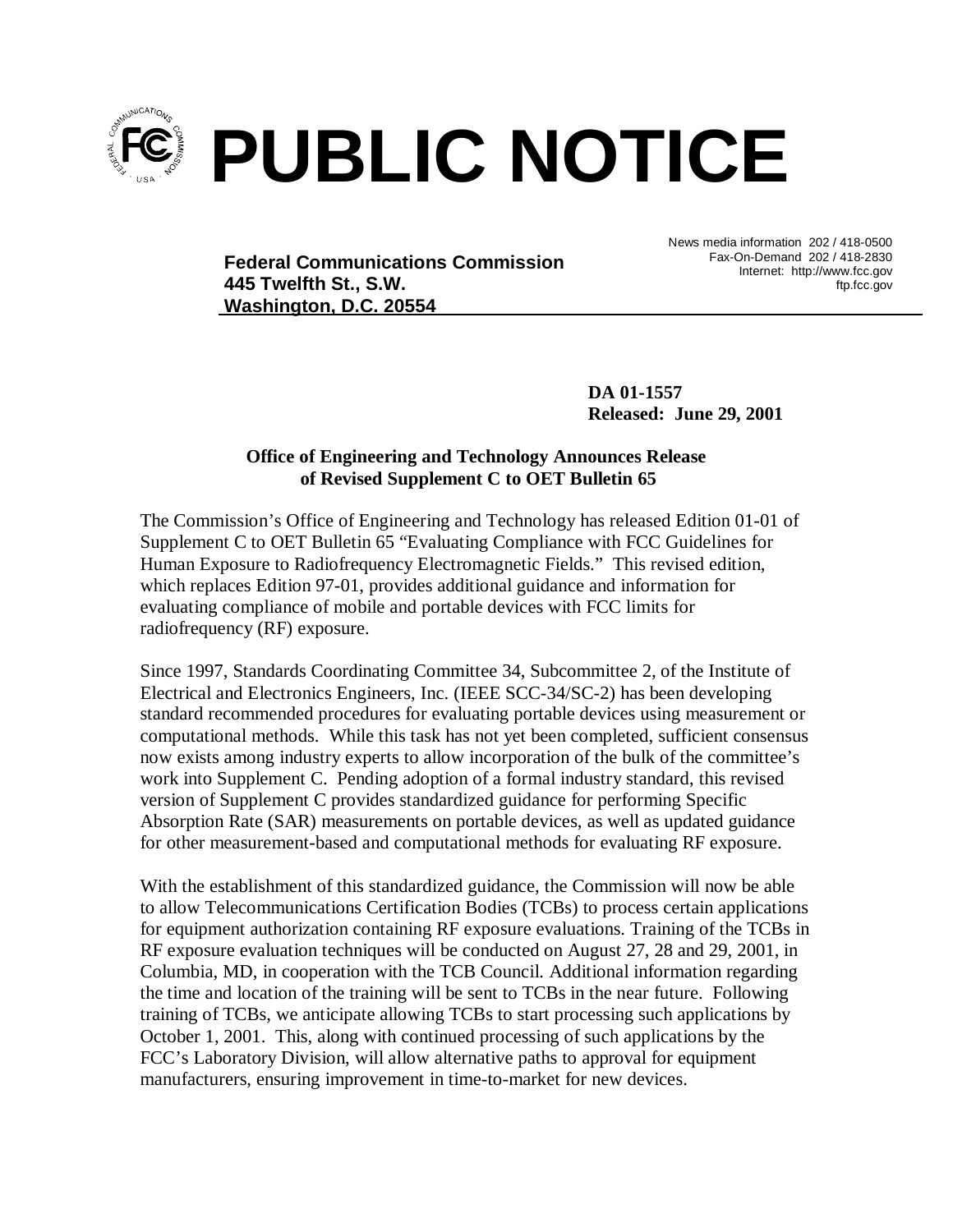# PUBLIC NOTICE

**Federal Communications Commission**
**445 Twelfth St., S.W.**
**Washington, D.C. 20554**

News media information 202 / 418-0500
Fax-On-Demand 202 / 418-2830
Internet: http://www.fcc.gov
ftp.fcc.gov

**DA 01-1557**
**Released: June 29, 2001**

**Office of Engineering and Technology Announces Release of Revised Supplement C to OET Bulletin 65**

The Commission's Office of Engineering and Technology has released Edition 01-01 of Supplement C to OET Bulletin 65 "Evaluating Compliance with FCC Guidelines for Human Exposure to Radiofrequency Electromagnetic Fields." This revised edition, which replaces Edition 97-01, provides additional guidance and information for evaluating compliance of mobile and portable devices with FCC limits for radiofrequency (RF) exposure.

Since 1997, Standards Coordinating Committee 34, Subcommittee 2, of the Institute of Electrical and Electronics Engineers, Inc. (IEEE SCC-34/SC-2) has been developing standard recommended procedures for evaluating portable devices using measurement or computational methods. While this task has not yet been completed, sufficient consensus now exists among industry experts to allow incorporation of the bulk of the committee's work into Supplement C. Pending adoption of a formal industry standard, this revised version of Supplement C provides standardized guidance for performing Specific Absorption Rate (SAR) measurements on portable devices, as well as updated guidance for other measurement-based and computational methods for evaluating RF exposure.

With the establishment of this standardized guidance, the Commission will now be able to allow Telecommunications Certification Bodies (TCBs) to process certain applications for equipment authorization containing RF exposure evaluations. Training of the TCBs in RF exposure evaluation techniques will be conducted on August 27, 28 and 29, 2001, in Columbia, MD, in cooperation with the TCB Council. Additional information regarding the time and location of the training will be sent to TCBs in the near future. Following training of TCBs, we anticipate allowing TCBs to start processing such applications by October 1, 2001. This, along with continued processing of such applications by the FCC's Laboratory Division, will allow alternative paths to approval for equipment manufacturers, ensuring improvement in time-to-market for new devices.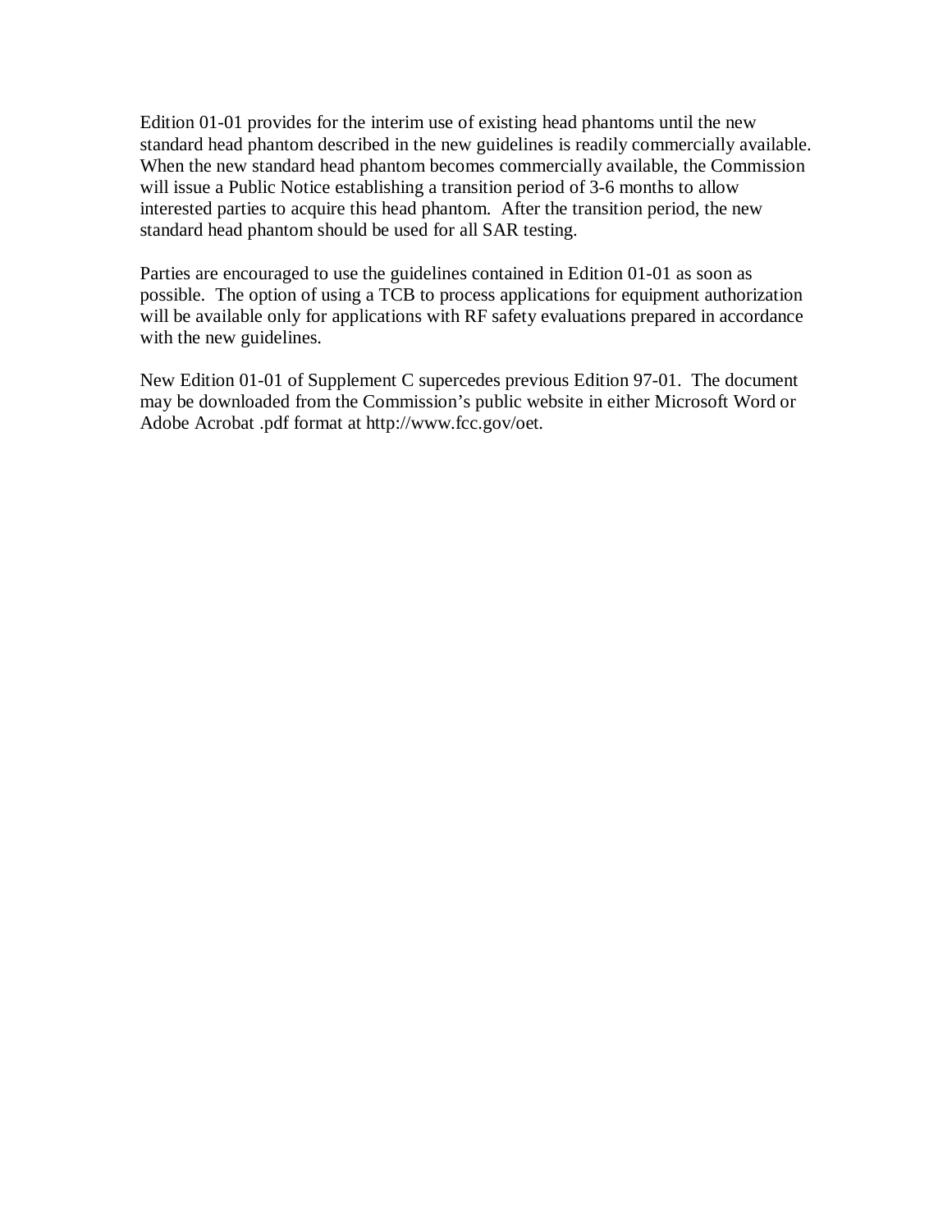Edition 01-01 provides for the interim use of existing head phantoms until the new standard head phantom described in the new guidelines is readily commercially available. When the new standard head phantom becomes commercially available, the Commission will issue a Public Notice establishing a transition period of 3-6 months to allow interested parties to acquire this head phantom. After the transition period, the new standard head phantom should be used for all SAR testing.

Parties are encouraged to use the guidelines contained in Edition 01-01 as soon as possible. The option of using a TCB to process applications for equipment authorization will be available only for applications with RF safety evaluations prepared in accordance with the new guidelines.

New Edition 01-01 of Supplement C supercedes previous Edition 97-01. The document may be downloaded from the Commission's public website in either Microsoft Word or Adobe Acrobat .pdf format at http://www.fcc.gov/oet.